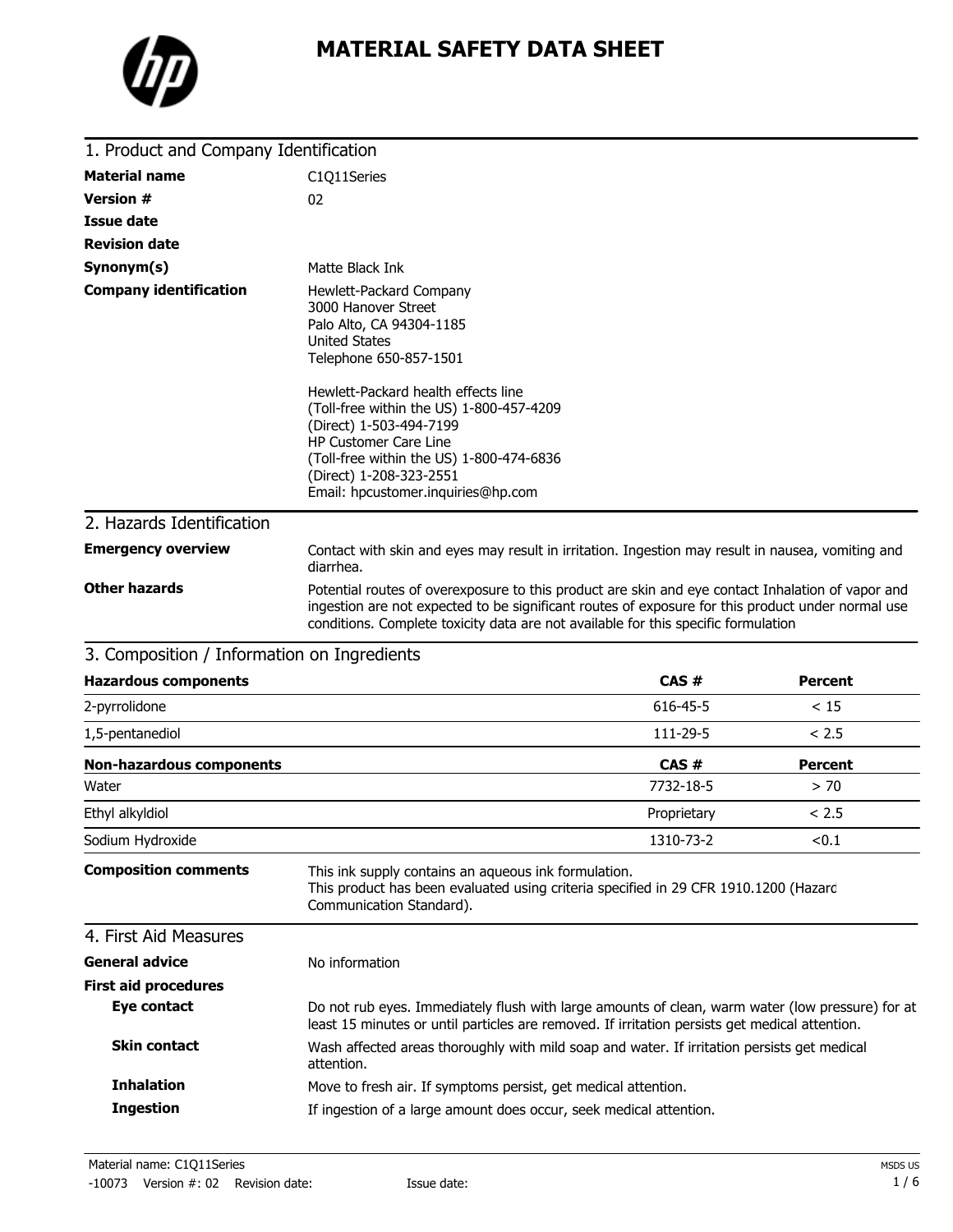# MATERIAL SAFETY DATA SHEET

## 1. Product and Company Identification

**Material name** C1Q11Series

**Version #** 02

**Issue date**

**Revision date**

**Synonym(s)** Matte Black Ink

**Company identification**

Hewlett-Packard Company
3000 Hanover Street
Palo Alto, CA 94304-1185
United States
Telephone 650-857-1501

Hewlett-Packard health effects line
(Toll-free within the US) 1-800-457-4209
(Direct) 1-503-494-7199
HP Customer Care Line
(Toll-free within the US) 1-800-474-6836
(Direct) 1-208-323-2551
Email: hpcustomer.inquiries@hp.com

## 2. Hazards Identification

**Emergency overview** Contact with skin and eyes may result in irritation. Ingestion may result in nausea, vomiting and diarrhea.

**Other hazards** Potential routes of overexposure to this product are skin and eye contact Inhalation of vapor and ingestion are not expected to be significant routes of exposure for this product under normal use conditions. Complete toxicity data are not available for this specific formulation

## 3. Composition / Information on Ingredients

| Hazardous components | CAS # | Percent |
|---|---|---|
| 2-pyrrolidone | 616-45-5 | < 15 |
| 1,5-pentanediol | 111-29-5 | < 2.5 |

| Non-hazardous components | CAS # | Percent |
|---|---|---|
| Water | 7732-18-5 | > 70 |
| Ethyl alkyldiol | Proprietary | < 2.5 |
| Sodium Hydroxide | 1310-73-2 | <0.1 |

**Composition comments** This ink supply contains an aqueous ink formulation.
This product has been evaluated using criteria specified in 29 CFR 1910.1200 (Hazard Communication Standard).

## 4. First Aid Measures

**General advice** No information

**First aid procedures**

**Eye contact** Do not rub eyes. Immediately flush with large amounts of clean, warm water (low pressure) for at least 15 minutes or until particles are removed. If irritation persists get medical attention.

**Skin contact** Wash affected areas thoroughly with mild soap and water. If irritation persists get medical attention.

**Inhalation** Move to fresh air. If symptoms persist, get medical attention.

**Ingestion** If ingestion of a large amount does occur, seek medical attention.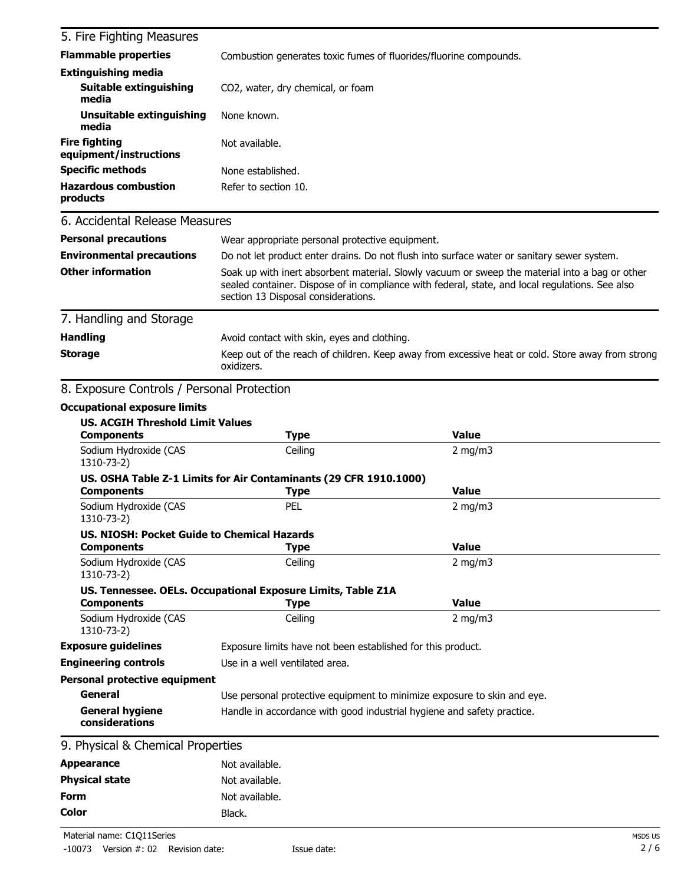## 5. Fire Fighting Measures

| | |
|---|---|
| **Flammable properties** | Combustion generates toxic fumes of fluorides/fluorine compounds. |
| **Extinguishing media** | |
| **Suitable extinguishing media** | $CO_2$, water, dry chemical, or foam |
| **Unsuitable extinguishing media** | None known. |
| **Fire fighting equipment/instructions** | Not available. |
| **Specific methods** | None established. |
| **Hazardous combustion products** | Refer to section 10. |

## 6. Accidental Release Measures

| | |
|---|---|
| **Personal precautions** | Wear appropriate personal protective equipment. |
| **Environmental precautions** | Do not let product enter drains. Do not flush into surface water or sanitary sewer system. |
| **Other information** | Soak up with inert absorbent material. Slowly vacuum or sweep the material into a bag or other sealed container. Dispose of in compliance with federal, state, and local regulations. See also section 13 Disposal considerations. |

## 7. Handling and Storage

| | |
|---|---|
| **Handling** | Avoid contact with skin, eyes and clothing. |
| **Storage** | Keep out of the reach of children. Keep away from excessive heat or cold. Store away from strong oxidizers. |

## 8. Exposure Controls / Personal Protection

**Occupational exposure limits**

**US. ACGIH Threshold Limit Values**

| Components | Type | Value |
|---|---|---|
| Sodium Hydroxide (CAS 1310-73-2) | Ceiling | 2 mg/m3 |

**US. OSHA Table Z-1 Limits for Air Contaminants (29 CFR 1910.1000)**

| Components | Type | Value |
|---|---|---|
| Sodium Hydroxide (CAS 1310-73-2) | PEL | 2 mg/m3 |

**US. NIOSH: Pocket Guide to Chemical Hazards**

| Components | Type | Value |
|---|---|---|
| Sodium Hydroxide (CAS 1310-73-2) | Ceiling | 2 mg/m3 |

**US. Tennessee. OELs. Occupational Exposure Limits, Table Z1A**

| Components | Type | Value |
|---|---|---|
| Sodium Hydroxide (CAS 1310-73-2) | Ceiling | 2 mg/m3 |

| | |
|---|---|
| **Exposure guidelines** | Exposure limits have not been established for this product. |
| **Engineering controls** | Use in a well ventilated area. |
| **Personal protective equipment** | |
| **General** | Use personal protective equipment to minimize exposure to skin and eye. |
| **General hygiene considerations** | Handle in accordance with good industrial hygiene and safety practice. |

## 9. Physical & Chemical Properties

| | |
|---|---|
| **Appearance** | Not available. |
| **Physical state** | Not available. |
| **Form** | Not available. |
| **Color** | Black. |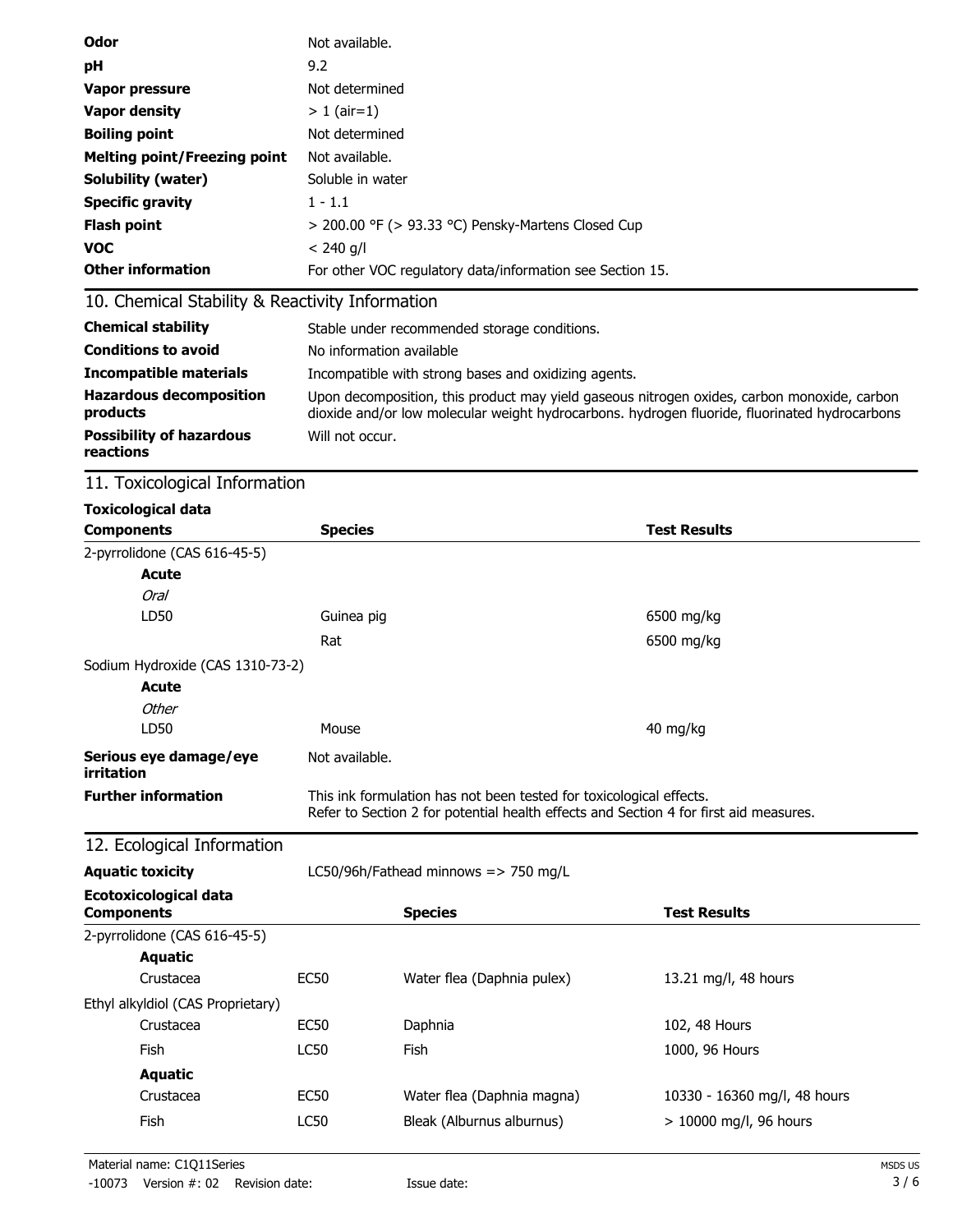| | |
|---|---|
| **Odor** | Not available. |
| **pH** | 9.2 |
| **Vapor pressure** | Not determined |
| **Vapor density** | > 1 (air=1) |
| **Boiling point** | Not determined |
| **Melting point/Freezing point** | Not available. |
| **Solubility (water)** | Soluble in water |
| **Specific gravity** | 1 - 1.1 |
| **Flash point** | > 200.00 °F (> 93.33 °C) Pensky-Martens Closed Cup |
| **VOC** | < 240 g/l |
| **Other information** | For other VOC regulatory data/information see Section 15. |

## 10. Chemical Stability & Reactivity Information

| | |
|---|---|
| **Chemical stability** | Stable under recommended storage conditions. |
| **Conditions to avoid** | No information available |
| **Incompatible materials** | Incompatible with strong bases and oxidizing agents. |
| **Hazardous decomposition products** | Upon decomposition, this product may yield gaseous nitrogen oxides, carbon monoxide, carbon dioxide and/or low molecular weight hydrocarbons. hydrogen fluoride, fluorinated hydrocarbons |
| **Possibility of hazardous reactions** | Will not occur. |

## 11. Toxicological Information

**Toxicological data**

| Components | Species | Test Results |
|---|---|---|
| 2-pyrrolidone (CAS 616-45-5) | | |
| **Acute** | | |
| *Oral* | | |
| LD50 | Guinea pig | 6500 mg/kg |
| | Rat | 6500 mg/kg |
| Sodium Hydroxide (CAS 1310-73-2) | | |
| **Acute** | | |
| *Other* | | |
| LD50 | Mouse | 40 mg/kg |

| | |
|---|---|
| **Serious eye damage/eye irritation** | Not available. |
| **Further information** | This ink formulation has not been tested for toxicological effects. Refer to Section 2 for potential health effects and Section 4 for first aid measures. |

## 12. Ecological Information

**Aquatic toxicity** LC50/96h/Fathead minnows => 750 mg/L

**Ecotoxicological data**

| Components | | Species | Test Results |
|---|---|---|---|
| 2-pyrrolidone (CAS 616-45-5) | | | |
| **Aquatic** | | | |
| Crustacea | EC50 | Water flea (Daphnia pulex) | 13.21 mg/l, 48 hours |
| Ethyl alkyldiol (CAS Proprietary) | | | |
| Crustacea | EC50 | Daphnia | 102, 48 Hours |
| Fish | LC50 | Fish | 1000, 96 Hours |
| **Aquatic** | | | |
| Crustacea | EC50 | Water flea (Daphnia magna) | 10330 - 16360 mg/l, 48 hours |
| Fish | LC50 | Bleak (Alburnus alburnus) | > 10000 mg/l, 96 hours |

Material name: C1Q11Series
-10073 Version #: 02 Revision date: Issue date: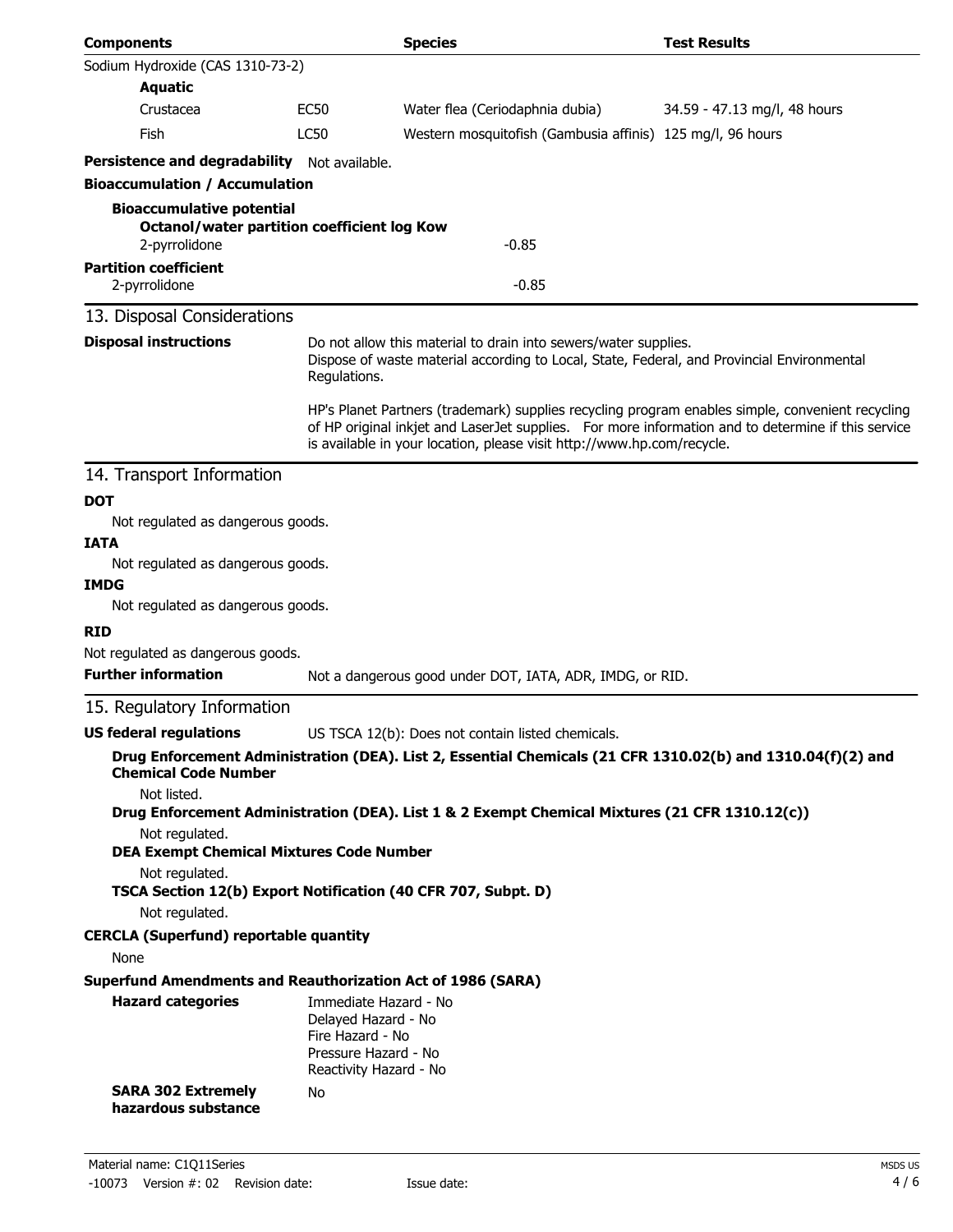| Components | | Species | Test Results |
|---|---|---|---|
| Sodium Hydroxide (CAS 1310-73-2) | | | |
| **Aquatic** | | | |
| Crustacea | EC50 | Water flea (Ceriodaphnia dubia) | 34.59 - 47.13 mg/l, 48 hours |
| Fish | LC50 | Western mosquitofish (Gambusia affinis) | 125 mg/l, 96 hours |

**Persistence and degradability** Not available.

**Bioaccumulation / Accumulation**

**Bioaccumulative potential**

**Octanol/water partition coefficient log Kow**

2-pyrrolidone -0.85

**Partition coefficient**

2-pyrrolidone -0.85

## 13. Disposal Considerations

**Disposal instructions**

Do not allow this material to drain into sewers/water supplies.
Dispose of waste material according to Local, State, Federal, and Provincial Environmental Regulations.

HP's Planet Partners (trademark) supplies recycling program enables simple, convenient recycling of HP original inkjet and LaserJet supplies. For more information and to determine if this service is available in your location, please visit http://www.hp.com/recycle.

## 14. Transport Information

**DOT**

Not regulated as dangerous goods.

**IATA**

Not regulated as dangerous goods.

**IMDG**

Not regulated as dangerous goods.

**RID**

Not regulated as dangerous goods.

**Further information** Not a dangerous good under DOT, IATA, ADR, IMDG, or RID.

## 15. Regulatory Information

**US federal regulations** US TSCA 12(b): Does not contain listed chemicals.

**Drug Enforcement Administration (DEA). List 2, Essential Chemicals (21 CFR 1310.02(b) and 1310.04(f)(2) and Chemical Code Number**

Not listed.

**Drug Enforcement Administration (DEA). List 1 & 2 Exempt Chemical Mixtures (21 CFR 1310.12(c))**

Not regulated.

**DEA Exempt Chemical Mixtures Code Number**

Not regulated.

**TSCA Section 12(b) Export Notification (40 CFR 707, Subpt. D)**

Not regulated.

**CERCLA (Superfund) reportable quantity**

None

**Superfund Amendments and Reauthorization Act of 1986 (SARA)**

**Hazard categories**

Immediate Hazard - No
Delayed Hazard - No
Fire Hazard - No
Pressure Hazard - No
Reactivity Hazard - No

**SARA 302 Extremely hazardous substance** No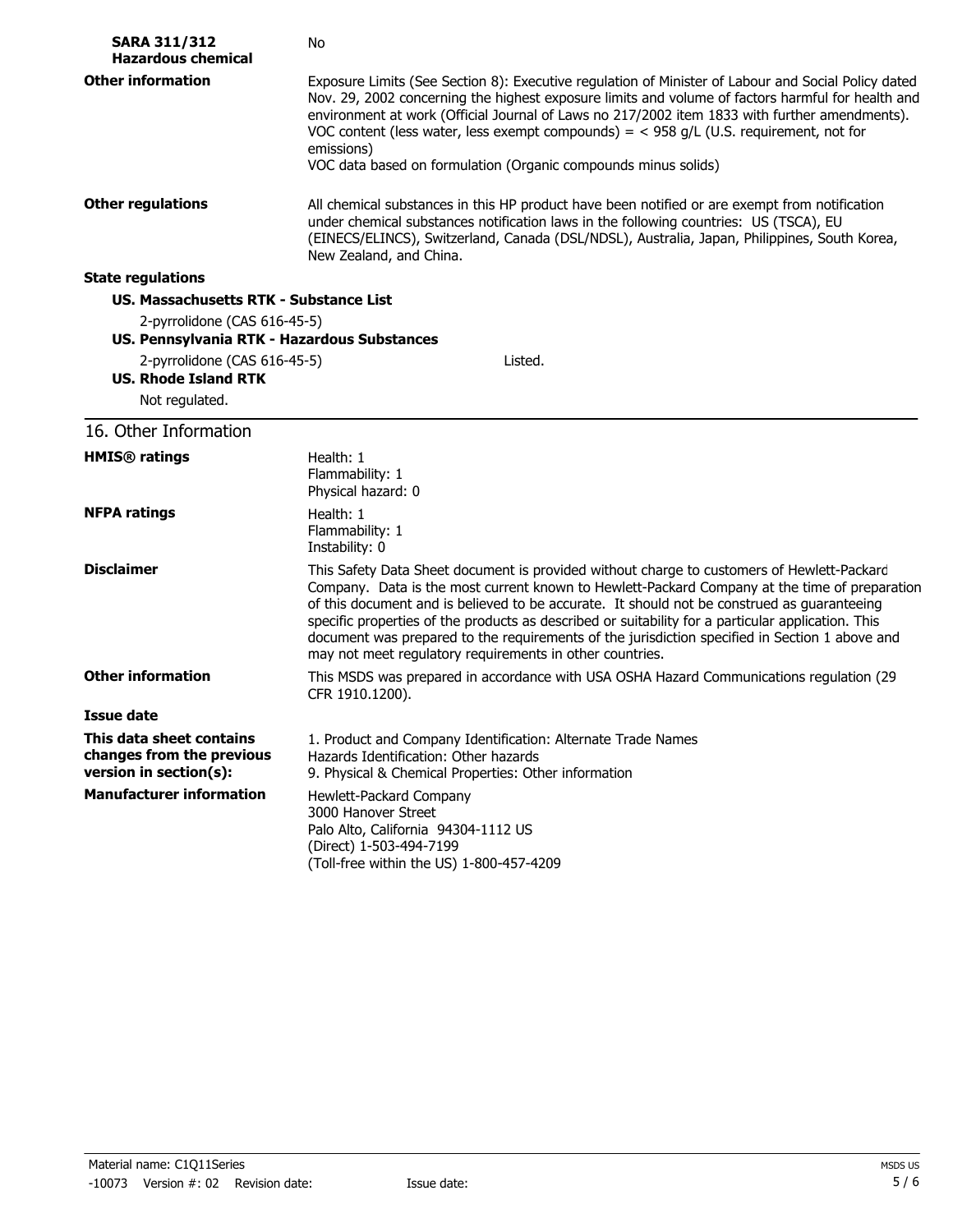**SARA 311/312 Hazardous chemical** No

**Other information** Exposure Limits (See Section 8): Executive regulation of Minister of Labour and Social Policy dated Nov. 29, 2002 concerning the highest exposure limits and volume of factors harmful for health and environment at work (Official Journal of Laws no 217/2002 item 1833 with further amendments).
VOC content (less water, less exempt compounds) = < 958 g/L (U.S. requirement, not for emissions)
VOC data based on formulation (Organic compounds minus solids)

**Other regulations** All chemical substances in this HP product have been notified or are exempt from notification under chemical substances notification laws in the following countries: US (TSCA), EU (EINECS/ELINCS), Switzerland, Canada (DSL/NDSL), Australia, Japan, Philippines, South Korea, New Zealand, and China.

**State regulations**

**US. Massachusetts RTK - Substance List**

2-pyrrolidone (CAS 616-45-5)

**US. Pennsylvania RTK - Hazardous Substances**

2-pyrrolidone (CAS 616-45-5) Listed.

**US. Rhode Island RTK**

Not regulated.

## 16. Other Information

**HMIS® ratings**
Health: 1
Flammability: 1
Physical hazard: 0

**NFPA ratings**
Health: 1
Flammability: 1
Instability: 0

**Disclaimer** This Safety Data Sheet document is provided without charge to customers of Hewlett-Packard Company. Data is the most current known to Hewlett-Packard Company at the time of preparation of this document and is believed to be accurate. It should not be construed as guaranteeing specific properties of the products as described or suitability for a particular application. This document was prepared to the requirements of the jurisdiction specified in Section 1 above and may not meet regulatory requirements in other countries.

**Other information** This MSDS was prepared in accordance with USA OSHA Hazard Communications regulation (29 CFR 1910.1200).

**Issue date**

**This data sheet contains changes from the previous version in section(s):**
1. Product and Company Identification: Alternate Trade Names
Hazards Identification: Other hazards
9. Physical & Chemical Properties: Other information

**Manufacturer information**
Hewlett-Packard Company
3000 Hanover Street
Palo Alto, California 94304-1112 US
(Direct) 1-503-494-7199
(Toll-free within the US) 1-800-457-4209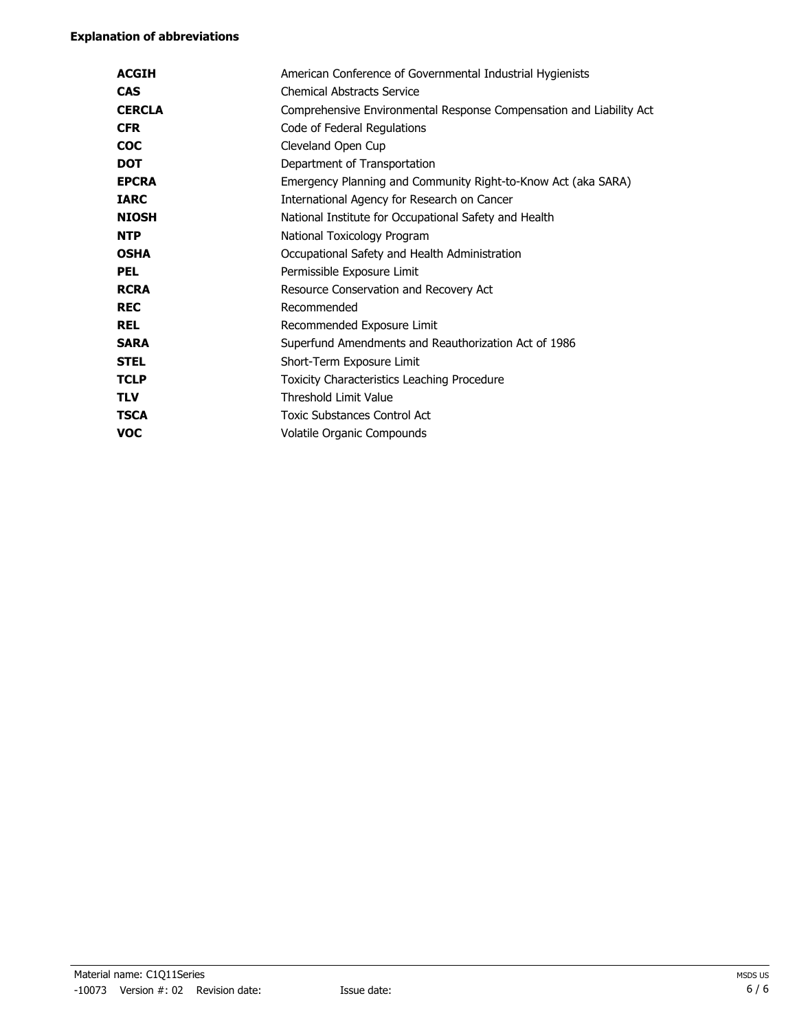**Explanation of abbreviations**

| | |
|---|---|
| **ACGIH** | American Conference of Governmental Industrial Hygienists |
| **CAS** | Chemical Abstracts Service |
| **CERCLA** | Comprehensive Environmental Response Compensation and Liability Act |
| **CFR** | Code of Federal Regulations |
| **COC** | Cleveland Open Cup |
| **DOT** | Department of Transportation |
| **EPCRA** | Emergency Planning and Community Right-to-Know Act (aka SARA) |
| **IARC** | International Agency for Research on Cancer |
| **NIOSH** | National Institute for Occupational Safety and Health |
| **NTP** | National Toxicology Program |
| **OSHA** | Occupational Safety and Health Administration |
| **PEL** | Permissible Exposure Limit |
| **RCRA** | Resource Conservation and Recovery Act |
| **REC** | Recommended |
| **REL** | Recommended Exposure Limit |
| **SARA** | Superfund Amendments and Reauthorization Act of 1986 |
| **STEL** | Short-Term Exposure Limit |
| **TCLP** | Toxicity Characteristics Leaching Procedure |
| **TLV** | Threshold Limit Value |
| **TSCA** | Toxic Substances Control Act |
| **VOC** | Volatile Organic Compounds |